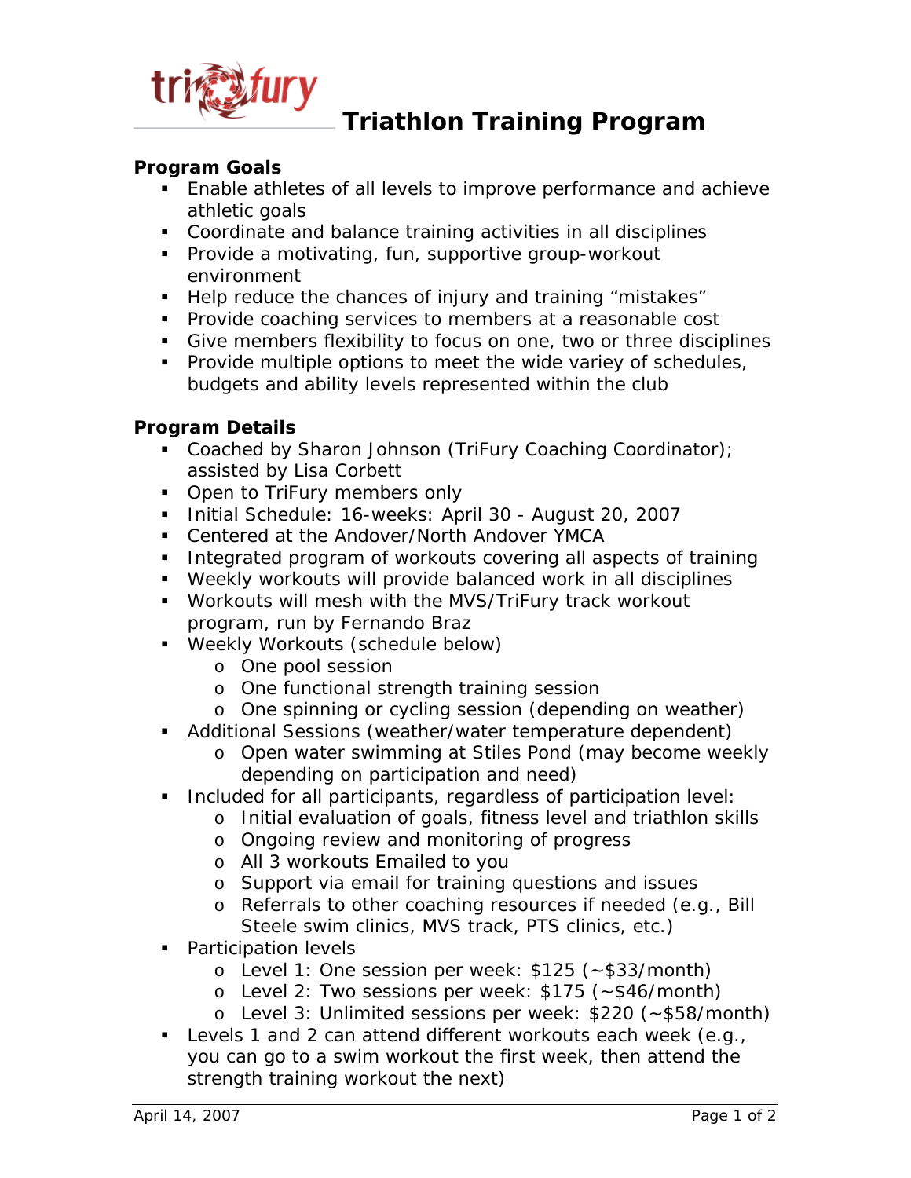# Triathlon Training Program

**Program Goals**

- Enable athletes of all levels to improve performance and achieve athletic goals
- Coordinate and balance training activities in all disciplines
- Provide a motivating, fun, supportive group-workout environment
- Help reduce the chances of injury and training "mistakes"
- Provide coaching services to members at a reasonable cost
- Give members flexibility to focus on one, two or three disciplines
- Provide multiple options to meet the wide variey of schedules, budgets and ability levels represented within the club

**Program Details**

- Coached by Sharon Johnson (TriFury Coaching Coordinator); assisted by Lisa Corbett
- Open to TriFury members only
- Initial Schedule: 16-weeks: April 30 - August 20, 2007
- Centered at the Andover/North Andover YMCA
- Integrated program of workouts covering all aspects of training
- Weekly workouts will provide balanced work in all disciplines
- Workouts will mesh with the MVS/TriFury track workout program, run by Fernando Braz
- Weekly Workouts (schedule below)
  - One pool session
  - One functional strength training session
  - One spinning or cycling session (depending on weather)
- Additional Sessions (weather/water temperature dependent)
  - Open water swimming at Stiles Pond (may become weekly depending on participation and need)
- Included for all participants, regardless of participation level:
  - Initial evaluation of goals, fitness level and triathlon skills
  - Ongoing review and monitoring of progress
  - All 3 workouts Emailed to you
  - Support via email for training questions and issues
  - Referrals to other coaching resources if needed (e.g., Bill Steele swim clinics, MVS track, PTS clinics, etc.)
- Participation levels
  - Level 1: One session per week: $125 (~$33/month)
  - Level 2: Two sessions per week: $175 (~$46/month)
  - Level 3: Unlimited sessions per week: $220 (~$58/month)
- Levels 1 and 2 can attend different workouts each week (e.g., you can go to a swim workout the first week, then attend the strength training workout the next)

April 14, 2007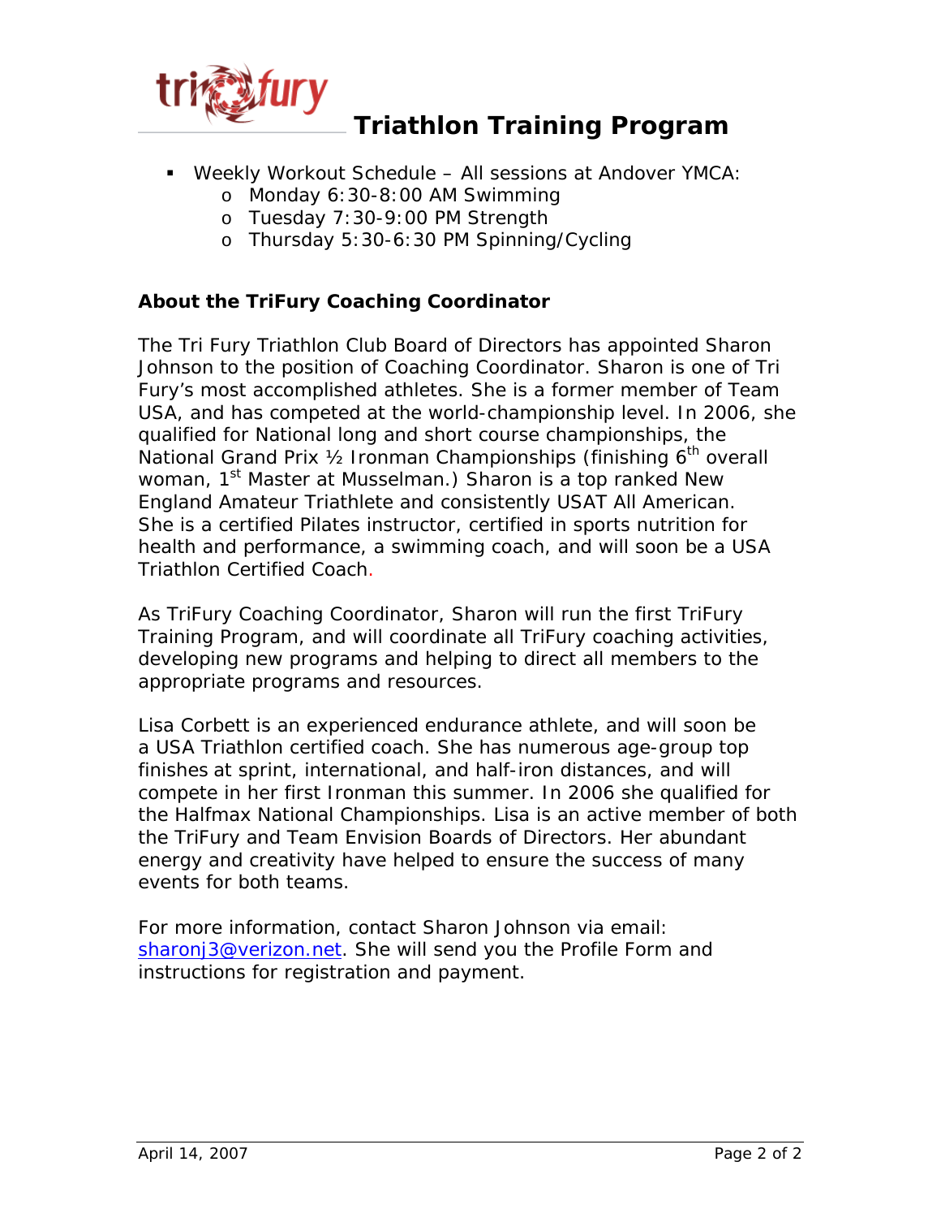# Triathlon Training Program

- Weekly Workout Schedule – All sessions at Andover YMCA:
  - Monday 6:30-8:00 AM Swimming
  - Tuesday 7:30-9:00 PM Strength
  - Thursday 5:30-6:30 PM Spinning/Cycling

**About the TriFury Coaching Coordinator**

The Tri Fury Triathlon Club Board of Directors has appointed Sharon Johnson to the position of Coaching Coordinator. Sharon is one of Tri Fury's most accomplished athletes. She is a former member of Team USA, and has competed at the world-championship level. In 2006, she qualified for National long and short course championships, the National Grand Prix ½ Ironman Championships (finishing 6th overall woman, 1st Master at Musselman.) Sharon is a top ranked New England Amateur Triathlete and consistently USAT All American. She is a certified Pilates instructor, certified in sports nutrition for health and performance, a swimming coach, and will soon be a USA Triathlon Certified Coach.

As TriFury Coaching Coordinator, Sharon will run the first TriFury Training Program, and will coordinate all TriFury coaching activities, developing new programs and helping to direct all members to the appropriate programs and resources.

Lisa Corbett is an experienced endurance athlete, and will soon be a USA Triathlon certified coach. She has numerous age-group top finishes at sprint, international, and half-iron distances, and will compete in her first Ironman this summer. In 2006 she qualified for the Halfmax National Championships. Lisa is an active member of both the TriFury and Team Envision Boards of Directors. Her abundant energy and creativity have helped to ensure the success of many events for both teams.

For more information, contact Sharon Johnson via email: sharonj3@verizon.net. She will send you the Profile Form and instructions for registration and payment.